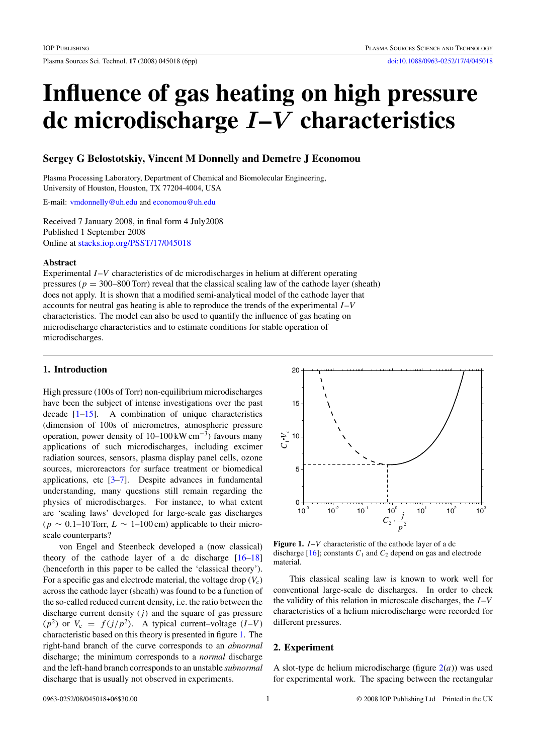# Influence of gas heating on high pressure dc microdischarge $I$–$V$ characteristics

**Sergey G Belostotskiy, Vincent M Donnelly and Demetre J Economou**

Plasma Processing Laboratory, Department of Chemical and Biomolecular Engineering, University of Houston, Houston, TX 77204-4004, USA

E-mail: vmdonnelly@uh.edu and economou@uh.edu

Received 7 January 2008, in final form 4 July2008
Published 1 September 2008
Online at stacks.iop.org/PSST/17/045018

## Abstract

Experimental $I$–$V$ characteristics of dc microdischarges in helium at different operating pressures ($p$ = 300–800 Torr) reveal that the classical scaling law of the cathode layer (sheath) does not apply. It is shown that a modified semi-analytical model of the cathode layer that accounts for neutral gas heating is able to reproduce the trends of the experimental $I$–$V$ characteristics. The model can also be used to quantify the influence of gas heating on microdischarge characteristics and to estimate conditions for stable operation of microdischarges.

## 1. Introduction

High pressure (100s of Torr) non-equilibrium microdischarges have been the subject of intense investigations over the past decade [1–15]. A combination of unique characteristics (dimension of 100s of micrometres, atmospheric pressure operation, power density of 10–100 kW cm$^{-3}$) favours many applications of such microdischarges, including excimer radiation sources, sensors, plasma display panel cells, ozone sources, microreactors for surface treatment or biomedical applications, etc [3–7]. Despite advances in fundamental understanding, many questions still remain regarding the physics of microdischarges. For instance, to what extent are 'scaling laws' developed for large-scale gas discharges ($p \sim$ 0.1–10 Torr, $L \sim$ 1–100 cm) applicable to their microscale counterparts?

von Engel and Steenbeck developed a (now classical) theory of the cathode layer of a dc discharge [16–18] (henceforth in this paper to be called the 'classical theory'). For a specific gas and electrode material, the voltage drop ($V_c$) across the cathode layer (sheath) was found to be a function of the so-called reduced current density, i.e. the ratio between the discharge current density ($j$) and the square of gas pressure ($p^2$) or $V_c = f(j/p^2)$. A typical current–voltage ($I$–$V$) characteristic based on this theory is presented in figure 1. The right-hand branch of the curve corresponds to an *abnormal* discharge; the minimum corresponds to a *normal* discharge and the left-hand branch corresponds to an unstable *subnormal* discharge that is usually not observed in experiments.

**Figure 1.** $I$–$V$ characteristic of the cathode layer of a dc discharge [16]; constants $C_1$ and $C_2$ depend on gas and electrode material.

This classical scaling law is known to work well for conventional large-scale dc discharges. In order to check the validity of this relation in microscale discharges, the $I$–$V$ characteristics of a helium microdischarge were recorded for different pressures.

## 2. Experiment

A slot-type dc helium microdischarge (figure 2(*a*)) was used for experimental work. The spacing between the rectangular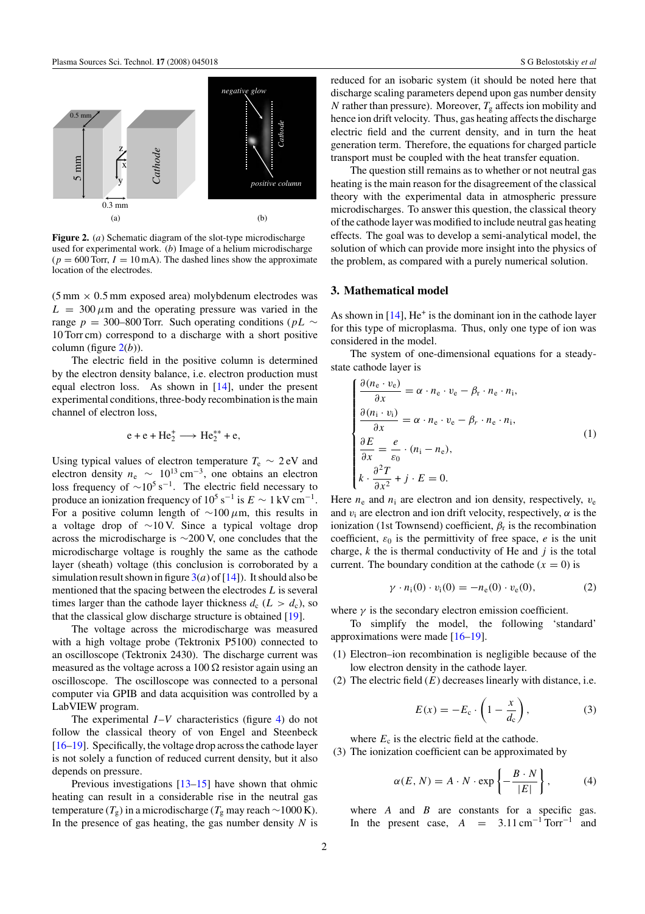Figure 2. (*a*) Schematic diagram of the slot-type microdischarge used for experimental work. (*b*) Image of a helium microdischarge ($p = 600$ Torr, $I = 10$ mA). The dashed lines show the approximate location of the electrodes.

(5 mm × 0.5 mm exposed area) molybdenum electrodes was $L = 300\,\mu$m and the operating pressure was varied in the range $p = 300$–$800$ Torr. Such operating conditions ($pL \sim 10$ Torr cm) correspond to a discharge with a short positive column (figure 2(*b*)).

The electric field in the positive column is determined by the electron density balance, i.e. electron production must equal electron loss. As shown in [14], under the present experimental conditions, three-body recombination is the main channel of electron loss,

$$\mathrm{e} + \mathrm{e} + \mathrm{He}_2^+ \longrightarrow \mathrm{He}_2^{**} + \mathrm{e},$$

Using typical values of electron temperature $T_e \sim 2$ eV and electron density $n_e \sim 10^{13}\,\mathrm{cm}^{-3}$, one obtains an electron loss frequency of $\sim 10^5\,\mathrm{s}^{-1}$. The electric field necessary to produce an ionization frequency of $10^5\,\mathrm{s}^{-1}$ is $E \sim 1\,\mathrm{kV\,cm}^{-1}$. For a positive column length of $\sim 100\,\mu$m, this results in a voltage drop of $\sim 10$ V. Since a typical voltage drop across the microdischarge is $\sim 200$ V, one concludes that the microdischarge voltage is roughly the same as the cathode layer (sheath) voltage (this conclusion is corroborated by a simulation result shown in figure 3(*a*) of [14]). It should also be mentioned that the spacing between the electrodes $L$ is several times larger than the cathode layer thickness $d_c$ ($L > d_c$), so that the classical glow discharge structure is obtained [19].

The voltage across the microdischarge was measured with a high voltage probe (Tektronix P5100) connected to an oscilloscope (Tektronix 2430). The discharge current was measured as the voltage across a 100 Ω resistor again using an oscilloscope. The oscilloscope was connected to a personal computer via GPIB and data acquisition was controlled by a LabVIEW program.

The experimental $I$–$V$ characteristics (figure 4) do not follow the classical theory of von Engel and Steenbeck [16–19]. Specifically, the voltage drop across the cathode layer is not solely a function of reduced current density, but it also depends on pressure.

Previous investigations [13–15] have shown that ohmic heating can result in a considerable rise in the neutral gas temperature ($T_g$) in a microdischarge ($T_g$ may reach $\sim 1000$ K). In the presence of gas heating, the gas number density $N$ is reduced for an isobaric system (it should be noted here that discharge scaling parameters depend upon gas number density $N$ rather than pressure). Moreover, $T_g$ affects ion mobility and hence ion drift velocity. Thus, gas heating affects the discharge electric field and the current density, and in turn the heat generation term. Therefore, the equations for charged particle transport must be coupled with the heat transfer equation.

The question still remains as to whether or not neutral gas heating is the main reason for the disagreement of the classical theory with the experimental data in atmospheric pressure microdischarges. To answer this question, the classical theory of the cathode layer was modified to include neutral gas heating effects. The goal was to develop a semi-analytical model, the solution of which can provide more insight into the physics of the problem, as compared with a purely numerical solution.

## 3. Mathematical model

As shown in [14], $\mathrm{He}^+$ is the dominant ion in the cathode layer for this type of microplasma. Thus, only one type of ion was considered in the model.

The system of one-dimensional equations for a steady-state cathode layer is

$$\begin{cases} \dfrac{\partial (n_e \cdot v_e)}{\partial x} = \alpha \cdot n_e \cdot v_e - \beta_r \cdot n_e \cdot n_i, \\ \dfrac{\partial (n_i \cdot v_i)}{\partial x} = \alpha \cdot n_e \cdot v_e - \beta_r \cdot n_e \cdot n_i, \\ \dfrac{\partial E}{\partial x} = \dfrac{e}{\varepsilon_0} \cdot (n_i - n_e), \\ k \cdot \dfrac{\partial^2 T}{\partial x^2} + j \cdot E = 0. \end{cases} \tag{1}$$

Here $n_e$ and $n_i$ are electron and ion density, respectively, $v_e$ and $v_i$ are electron and ion drift velocity, respectively, $\alpha$ is the ionization (1st Townsend) coefficient, $\beta_r$ is the recombination coefficient, $\varepsilon_0$ is the permittivity of free space, $e$ is the unit charge, $k$ the is thermal conductivity of He and $j$ is the total current. The boundary condition at the cathode ($x = 0$) is

$$\gamma \cdot n_i(0) \cdot v_i(0) = -n_e(0) \cdot v_e(0), \tag{2}$$

where $\gamma$ is the secondary electron emission coefficient.

To simplify the model, the following 'standard' approximations were made [16–19].

1. Electron–ion recombination is negligible because of the low electron density in the cathode layer.
2. The electric field ($E$) decreases linearly with distance, i.e.

$$E(x) = -E_c \cdot \left(1 - \frac{x}{d_c}\right), \tag{3}$$

   where $E_c$ is the electric field at the cathode.
3. The ionization coefficient can be approximated by

$$\alpha(E, N) = A \cdot N \cdot \exp\left\{-\frac{B \cdot N}{|E|}\right\}, \tag{4}$$

   where $A$ and $B$ are constants for a specific gas. In the present case, $A = 3.11\,\mathrm{cm}^{-1}\,\mathrm{Torr}^{-1}$ and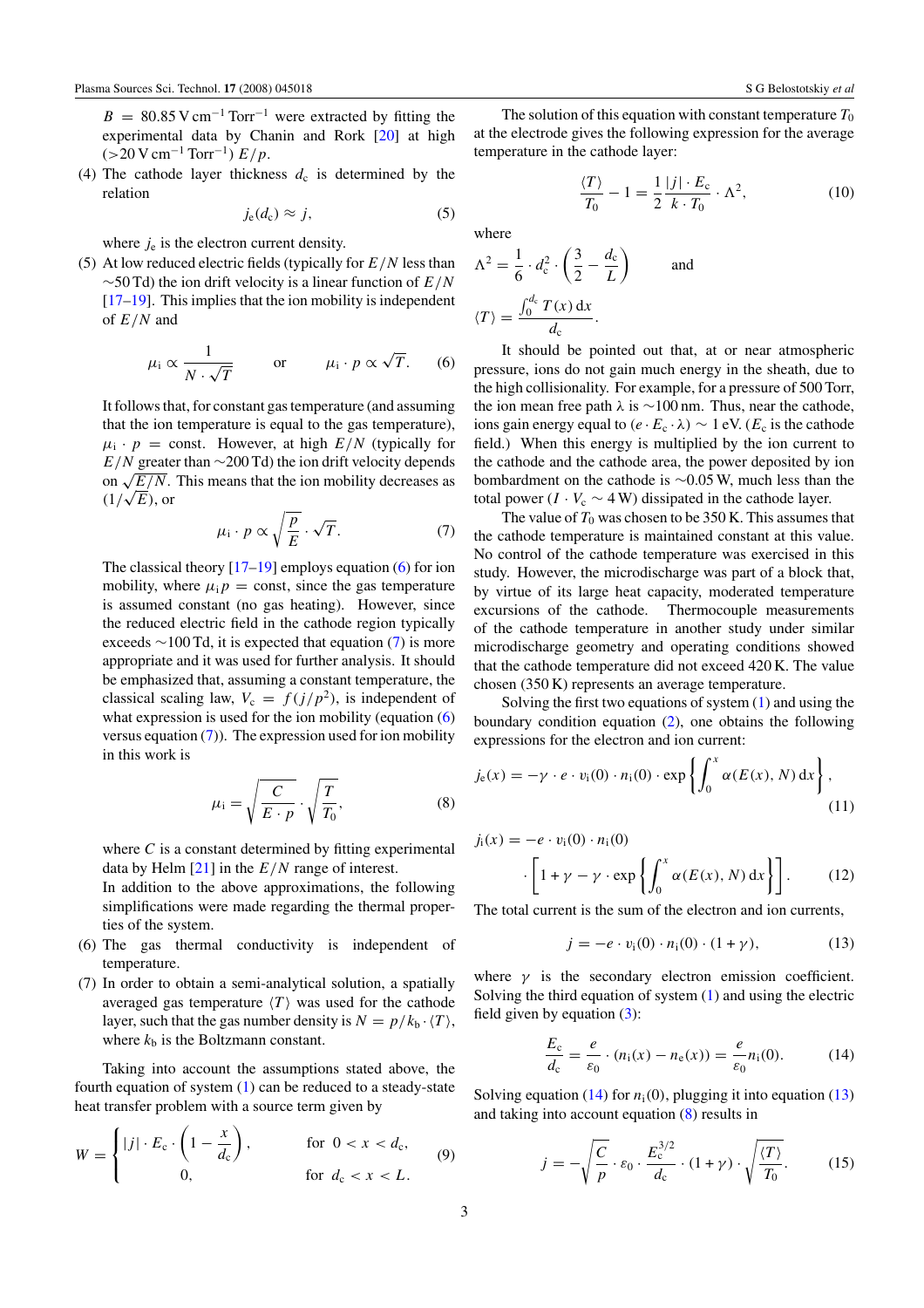$B = 80.85\,\mathrm{V\,cm^{-1}\,Torr^{-1}}$ were extracted by fitting the experimental data by Chanin and Rork [20] at high ($>20\,\mathrm{V\,cm^{-1}\,Torr^{-1}}$) $E/p$.

(4) The cathode layer thickness $d_c$ is determined by the relation

$$j_e(d_c) \approx j, \tag{5}$$

where $j_e$ is the electron current density.

(5) At low reduced electric fields (typically for $E/N$ less than $\sim$50 Td) the ion drift velocity is a linear function of $E/N$ [17–19]. This implies that the ion mobility is independent of $E/N$ and

$$\mu_i \propto \frac{1}{N \cdot \sqrt{T}} \qquad \text{or} \qquad \mu_i \cdot p \propto \sqrt{T}. \tag{6}$$

It follows that, for constant gas temperature (and assuming that the ion temperature is equal to the gas temperature), $\mu_i \cdot p = \text{const}$. However, at high $E/N$ (typically for $E/N$ greater than $\sim$200 Td) the ion drift velocity depends on $\sqrt{E/N}$. This means that the ion mobility decreases as $(1/\sqrt{E})$, or

$$\mu_i \cdot p \propto \sqrt{\frac{p}{E}} \cdot \sqrt{T}. \tag{7}$$

The classical theory [17–19] employs equation (6) for ion mobility, where $\mu_i p = \text{const}$, since the gas temperature is assumed constant (no gas heating). However, since the reduced electric field in the cathode region typically exceeds $\sim$100 Td, it is expected that equation (7) is more appropriate and it was used for further analysis. It should be emphasized that, assuming a constant temperature, the classical scaling law, $V_c = f(j/p^2)$, is independent of what expression is used for the ion mobility (equation (6) versus equation (7)). The expression used for ion mobility in this work is

$$\mu_i = \sqrt{\frac{C}{E \cdot p}} \cdot \sqrt{\frac{T}{T_0}}, \tag{8}$$

where $C$ is a constant determined by fitting experimental data by Helm [21] in the $E/N$ range of interest.

In addition to the above approximations, the following simplifications were made regarding the thermal properties of the system.

(6) The gas thermal conductivity is independent of temperature.

(7) In order to obtain a semi-analytical solution, a spatially averaged gas temperature $\langle T \rangle$ was used for the cathode layer, such that the gas number density is $N = p/k_b \cdot \langle T \rangle$, where $k_b$ is the Boltzmann constant.

Taking into account the assumptions stated above, the fourth equation of system (1) can be reduced to a steady-state heat transfer problem with a source term given by

$$W = \begin{cases} |j| \cdot E_c \cdot \left(1 - \dfrac{x}{d_c}\right), & \text{for } 0 < x < d_c, \\ 0, & \text{for } d_c < x < L. \end{cases} \tag{9}$$

The solution of this equation with constant temperature $T_0$ at the electrode gives the following expression for the average temperature in the cathode layer:

$$\frac{\langle T \rangle}{T_0} - 1 = \frac{1}{2} \frac{|j| \cdot E_c}{k \cdot T_0} \cdot \Lambda^2, \tag{10}$$

where

$$\Lambda^2 = \frac{1}{6} \cdot d_c^2 \cdot \left(\frac{3}{2} - \frac{d_c}{L}\right) \qquad \text{and}$$

$$\langle T \rangle = \frac{\int_0^{d_c} T(x)\,\mathrm{d}x}{d_c}.$$

It should be pointed out that, at or near atmospheric pressure, ions do not gain much energy in the sheath, due to the high collisionality. For example, for a pressure of 500 Torr, the ion mean free path $\lambda$ is $\sim$100 nm. Thus, near the cathode, ions gain energy equal to $(e \cdot E_c \cdot \lambda) \sim 1$ eV. ($E_c$ is the cathode field.) When this energy is multiplied by the ion current to the cathode and the cathode area, the power deposited by ion bombardment on the cathode is $\sim$0.05 W, much less than the total power ($I \cdot V_c \sim 4$ W) dissipated in the cathode layer.

The value of $T_0$ was chosen to be 350 K. This assumes that the cathode temperature is maintained constant at this value. No control of the cathode temperature was exercised in this study. However, the microdischarge was part of a block that, by virtue of its large heat capacity, moderated temperature excursions of the cathode. Thermocouple measurements of the cathode temperature in another study under similar microdischarge geometry and operating conditions showed that the cathode temperature did not exceed 420 K. The value chosen (350 K) represents an average temperature.

Solving the first two equations of system (1) and using the boundary condition equation (2), one obtains the following expressions for the electron and ion current:

$$j_e(x) = -\gamma \cdot e \cdot v_i(0) \cdot n_i(0) \cdot \exp\left\{\int_0^x \alpha(E(x), N)\,\mathrm{d}x\right\}, \tag{11}$$

$$j_i(x) = -e \cdot v_i(0) \cdot n_i(0) \cdot \left[1 + \gamma - \gamma \cdot \exp\left\{\int_0^x \alpha(E(x), N)\,\mathrm{d}x\right\}\right]. \tag{12}$$

The total current is the sum of the electron and ion currents,

$$j = -e \cdot v_i(0) \cdot n_i(0) \cdot (1 + \gamma), \tag{13}$$

where $\gamma$ is the secondary electron emission coefficient. Solving the third equation of system (1) and using the electric field given by equation (3):

$$\frac{E_c}{d_c} = \frac{e}{\varepsilon_0} \cdot (n_i(x) - n_e(x)) = \frac{e}{\varepsilon_0} n_i(0). \tag{14}$$

Solving equation (14) for $n_i(0)$, plugging it into equation (13) and taking into account equation (8) results in

$$j = -\sqrt{\frac{C}{p}} \cdot \varepsilon_0 \cdot \frac{E_c^{3/2}}{d_c} \cdot (1 + \gamma) \cdot \sqrt{\frac{\langle T \rangle}{T_0}}. \tag{15}$$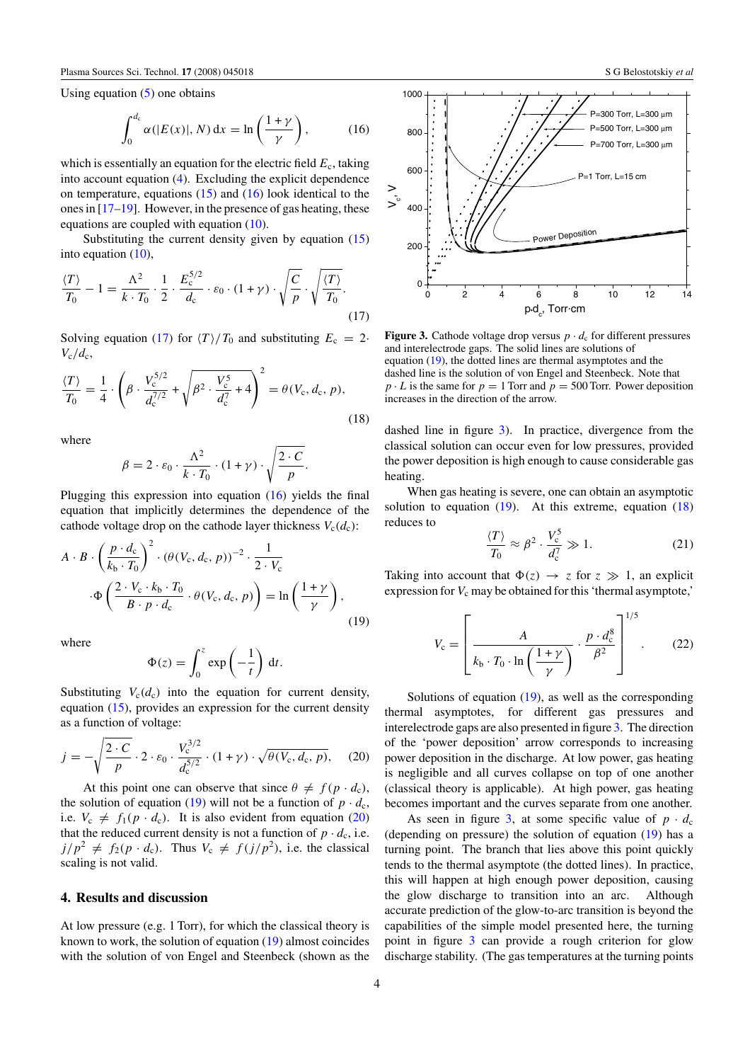Using equation (5) one obtains

$$\int_0^{d_c} \alpha(|E(x)|, N)\,\mathrm{d}x = \ln\left(\frac{1+\gamma}{\gamma}\right), \tag{16}$$

which is essentially an equation for the electric field $E_c$, taking into account equation (4). Excluding the explicit dependence on temperature, equations (15) and (16) look identical to the ones in [17–19]. However, in the presence of gas heating, these equations are coupled with equation (10).

Substituting the current density given by equation (15) into equation (10),

$$\frac{\langle T\rangle}{T_0} - 1 = \frac{\Lambda^2}{k\cdot T_0}\cdot\frac{1}{2}\cdot\frac{E_c^{5/2}}{d_c}\cdot\varepsilon_0\cdot(1+\gamma)\cdot\sqrt{\frac{C}{p}}\cdot\sqrt{\frac{\langle T\rangle}{T_0}}. \tag{17}$$

Solving equation (17) for $\langle T\rangle/T_0$ and substituting $E_c = 2\cdot V_c/d_c$,

$$\frac{\langle T\rangle}{T_0} = \frac{1}{4}\cdot\left(\beta\cdot\frac{V_c^{5/2}}{d_c^{7/2}} + \sqrt{\beta^2\cdot\frac{V_c^5}{d_c^7}+4}\right)^2 = \theta(V_c, d_c, p), \tag{18}$$

where

$$\beta = 2\cdot\varepsilon_0\cdot\frac{\Lambda^2}{k\cdot T_0}\cdot(1+\gamma)\cdot\sqrt{\frac{2\cdot C}{p}}.$$

Plugging this expression into equation (16) yields the final equation that implicitly determines the dependence of the cathode voltage drop on the cathode layer thickness $V_c(d_c)$:

$$A\cdot B\cdot\left(\frac{p\cdot d_c}{k_b\cdot T_0}\right)^2\cdot(\theta(V_c, d_c, p))^{-2}\cdot\frac{1}{2\cdot V_c}\cdot\Phi\left(\frac{2\cdot V_c\cdot k_b\cdot T_0}{B\cdot p\cdot d_c}\cdot\theta(V_c, d_c, p)\right) = \ln\left(\frac{1+\gamma}{\gamma}\right), \tag{19}$$

where

$$\Phi(z) = \int_0^z \exp\left(-\frac{1}{t}\right)\mathrm{d}t.$$

Substituting $V_c(d_c)$ into the equation for current density, equation (15), provides an expression for the current density as a function of voltage:

$$j = -\sqrt{\frac{2\cdot C}{p}}\cdot 2\cdot\varepsilon_0\cdot\frac{V_c^{3/2}}{d_c^{5/2}}\cdot(1+\gamma)\cdot\sqrt{\theta(V_c, d_c, p)}, \tag{20}$$

At this point one can observe that since $\theta \neq f(p\cdot d_c)$, the solution of equation (19) will not be a function of $p\cdot d_c$, i.e. $V_c \neq f_1(p\cdot d_c)$. It is also evident from equation (20) that the reduced current density is not a function of $p\cdot d_c$, i.e. $j/p^2 \neq f_2(p\cdot d_c)$. Thus $V_c \neq f(j/p^2)$, i.e. the classical scaling is not valid.

## 4. Results and discussion

At low pressure (e.g. 1 Torr), for which the classical theory is known to work, the solution of equation (19) almost coincides with the solution of von Engel and Steenbeck (shown as the dashed line in figure 3). In practice, divergence from the classical solution can occur even for low pressures, provided the power deposition is high enough to cause considerable gas heating.

**Figure 3.** Cathode voltage drop versus $p\cdot d_c$ for different pressures and interelectrode gaps. The solid lines are solutions of equation (19), the dotted lines are thermal asymptotes and the dashed line is the solution of von Engel and Steenbeck. Note that $p\cdot L$ is the same for $p = 1$ Torr and $p = 500$ Torr. Power deposition increases in the direction of the arrow.

When gas heating is severe, one can obtain an asymptotic solution to equation (19). At this extreme, equation (18) reduces to

$$\frac{\langle T\rangle}{T_0} \approx \beta^2\cdot\frac{V_c^5}{d_c^7} \gg 1. \tag{21}$$

Taking into account that $\Phi(z)\to z$ for $z\gg 1$, an explicit expression for $V_c$ may be obtained for this 'thermal asymptote,'

$$V_c = \left[\frac{A}{k_b\cdot T_0\cdot\ln\left(\dfrac{1+\gamma}{\gamma}\right)}\cdot\frac{p\cdot d_c^8}{\beta^2}\right]^{1/5}. \tag{22}$$

Solutions of equation (19), as well as the corresponding thermal asymptotes, for different gas pressures and interelectrode gaps are also presented in figure 3. The direction of the 'power deposition' arrow corresponds to increasing power deposition in the discharge. At low power, gas heating is negligible and all curves collapse on top of one another (classical theory is applicable). At high power, gas heating becomes important and the curves separate from one another.

As seen in figure 3, at some specific value of $p\cdot d_c$ (depending on pressure) the solution of equation (19) has a turning point. The branch that lies above this point quickly tends to the thermal asymptote (the dotted lines). In practice, this will happen at high enough power deposition, causing the glow discharge to transition into an arc. Although accurate prediction of the glow-to-arc transition is beyond the capabilities of the simple model presented here, the turning point in figure 3 can provide a rough criterion for glow discharge stability. (The gas temperatures at the turning points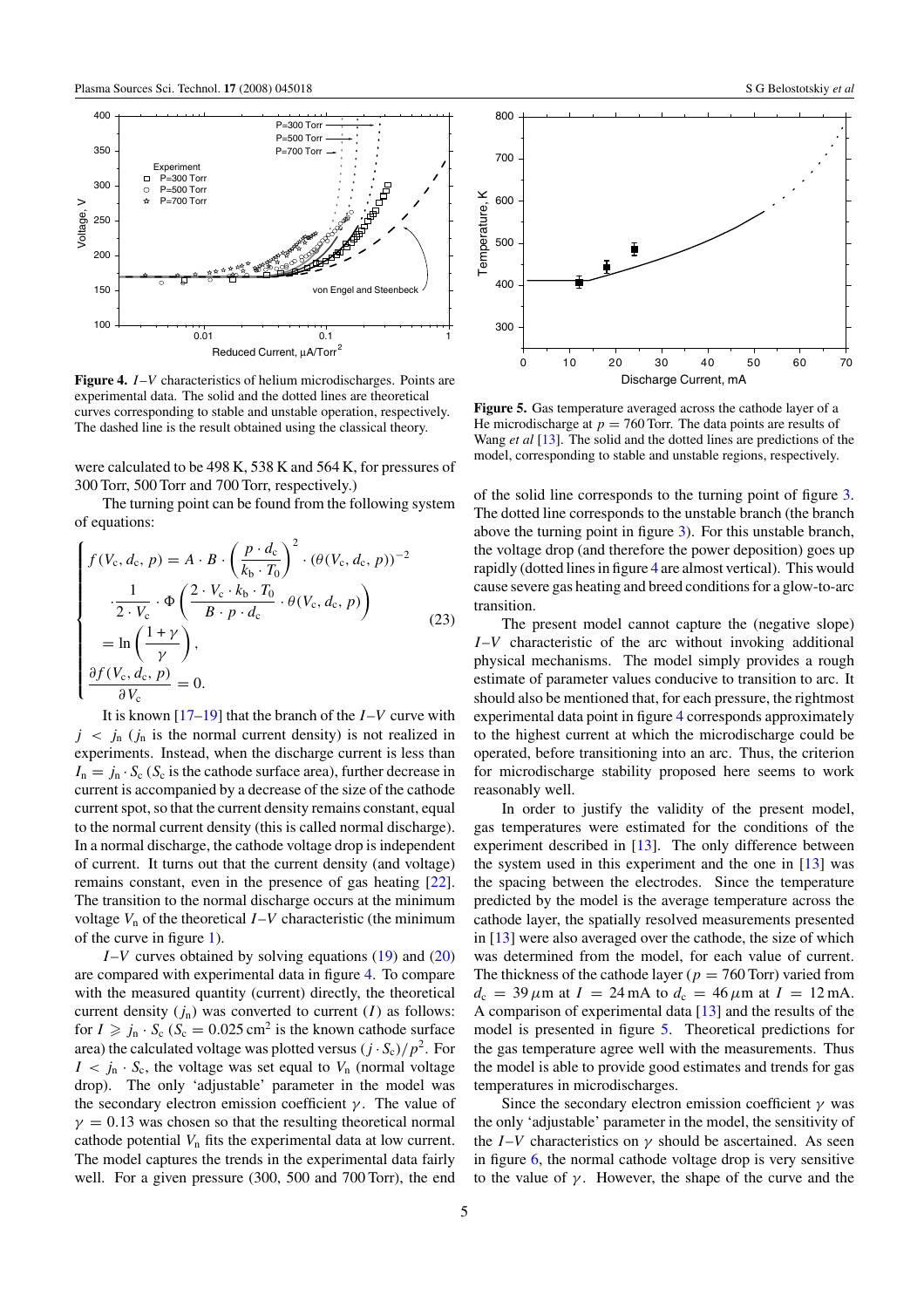**Figure 4.** $I$–$V$ characteristics of helium microdischarges. Points are experimental data. The solid and the dotted lines are theoretical curves corresponding to stable and unstable operation, respectively. The dashed line is the result obtained using the classical theory.

were calculated to be 498 K, 538 K and 564 K, for pressures of 300 Torr, 500 Torr and 700 Torr, respectively.)

The turning point can be found from the following system of equations:

$$
\begin{cases}
f(V_c, d_c, p) = A \cdot B \cdot \left(\dfrac{p \cdot d_c}{k_b \cdot T_0}\right)^2 \cdot (\theta(V_c, d_c, p))^{-2} \\
\quad \cdot \dfrac{1}{2 \cdot V_c} \cdot \Phi\left(\dfrac{2 \cdot V_c \cdot k_b \cdot T_0}{B \cdot p \cdot d_c} \cdot \theta(V_c, d_c, p)\right) \\
\quad = \ln\left(\dfrac{1+\gamma}{\gamma}\right), \\
\dfrac{\partial f(V_c, d_c, p)}{\partial V_c} = 0.
\end{cases}
\tag{23}
$$

It is known [17–19] that the branch of the $I$–$V$ curve with $j < j_n$ ($j_n$ is the normal current density) is not realized in experiments. Instead, when the discharge current is less than $I_n = j_n \cdot S_c$ ($S_c$ is the cathode surface area), further decrease in current is accompanied by a decrease of the size of the cathode current spot, so that the current density remains constant, equal to the normal current density (this is called normal discharge). In a normal discharge, the cathode voltage drop is independent of current. It turns out that the current density (and voltage) remains constant, even in the presence of gas heating [22]. The transition to the normal discharge occurs at the minimum voltage $V_n$ of the theoretical $I$–$V$ characteristic (the minimum of the curve in figure 1).

$I$–$V$ curves obtained by solving equations (19) and (20) are compared with experimental data in figure 4. To compare with the measured quantity (current) directly, the theoretical current density ($j_n$) was converted to current ($I$) as follows: for $I \geqslant j_n \cdot S_c$ ($S_c = 0.025\,\text{cm}^2$ is the known cathode surface area) the calculated voltage was plotted versus $(j \cdot S_c)/p^2$. For $I < j_n \cdot S_c$, the voltage was set equal to $V_n$ (normal voltage drop). The only 'adjustable' parameter in the model was the secondary electron emission coefficient $\gamma$. The value of $\gamma = 0.13$ was chosen so that the resulting theoretical normal cathode potential $V_n$ fits the experimental data at low current. The model captures the trends in the experimental data fairly well. For a given pressure (300, 500 and 700 Torr), the end of the solid line corresponds to the turning point of figure 3. The dotted line corresponds to the unstable branch (the branch above the turning point in figure 3). For this unstable branch, the voltage drop (and therefore the power deposition) goes up rapidly (dotted lines in figure 4 are almost vertical). This would cause severe gas heating and breed conditions for a glow-to-arc transition.

**Figure 5.** Gas temperature averaged across the cathode layer of a He microdischarge at $p = 760$ Torr. The data points are results of Wang *et al* [13]. The solid and the dotted lines are predictions of the model, corresponding to stable and unstable regions, respectively.

The present model cannot capture the (negative slope) $I$–$V$ characteristic of the arc without invoking additional physical mechanisms. The model simply provides a rough estimate of parameter values conducive to transition to arc. It should also be mentioned that, for each pressure, the rightmost experimental data point in figure 4 corresponds approximately to the highest current at which the microdischarge could be operated, before transitioning into an arc. Thus, the criterion for microdischarge stability proposed here seems to work reasonably well.

In order to justify the validity of the present model, gas temperatures were estimated for the conditions of the experiment described in [13]. The only difference between the system used in this experiment and the one in [13] was the spacing between the electrodes. Since the temperature predicted by the model is the average temperature across the cathode layer, the spatially resolved measurements presented in [13] were also averaged over the cathode, the size of which was determined from the model, for each value of current. The thickness of the cathode layer ($p = 760$ Torr) varied from $d_c = 39\,\mu\text{m}$ at $I = 24$ mA to $d_c = 46\,\mu\text{m}$ at $I = 12$ mA. A comparison of experimental data [13] and the results of the model is presented in figure 5. Theoretical predictions for the gas temperature agree well with the measurements. Thus the model is able to provide good estimates and trends for gas temperatures in microdischarges.

Since the secondary electron emission coefficient $\gamma$ was the only 'adjustable' parameter in the model, the sensitivity of the $I$–$V$ characteristics on $\gamma$ should be ascertained. As seen in figure 6, the normal cathode voltage drop is very sensitive to the value of $\gamma$. However, the shape of the curve and the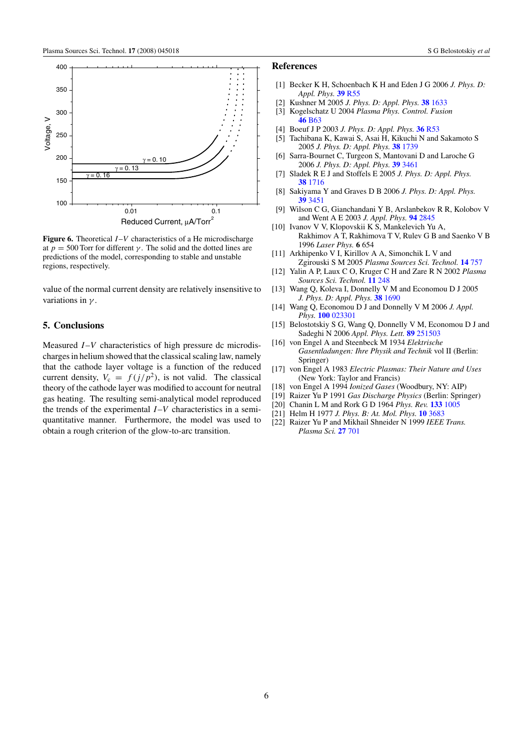400
350
300
250
200
150
100
Voltage, V
γ = 0. 10
γ = 0. 13
γ = 0. 16
0.01
0.1
Reduced Current, μA/Torr²

**Figure 6.** Theoretical $I$–$V$ characteristics of a He microdischarge at $p = 500$ Torr for different $\gamma$. The solid and the dotted lines are predictions of the model, corresponding to stable and unstable regions, respectively.

value of the normal current density are relatively insensitive to variations in $\gamma$.

## 5. Conclusions

Measured $I$–$V$ characteristics of high pressure dc microdischarges in helium showed that the classical scaling law, namely that the cathode layer voltage is a function of the reduced current density, $V_c = f(j/p^2)$, is not valid. The classical theory of the cathode layer was modified to account for neutral gas heating. The resulting semi-analytical model reproduced the trends of the experimental $I$–$V$ characteristics in a semi-quantitative manner. Furthermore, the model was used to obtain a rough criterion of the glow-to-arc transition.

## References

[1] Becker K H, Schoenbach K H and Eden J G 2006 *J. Phys. D: Appl. Phys.* **39** R55

[2] Kushner M 2005 *J. Phys. D: Appl. Phys.* **38** 1633

[3] Kogelschatz U 2004 *Plasma Phys. Control. Fusion* **46** B63

[4] Boeuf J P 2003 *J. Phys. D: Appl. Phys.* **36** R53

[5] Tachibana K, Kawai S, Asai H, Kikuchi N and Sakamoto S 2005 *J. Phys. D: Appl. Phys.* **38** 1739

[6] Sarra-Bournet C, Turgeon S, Mantovani D and Laroche G 2006 *J. Phys. D: Appl. Phys.* **39** 3461

[7] Sladek R E J and Stoffels E 2005 *J. Phys. D: Appl. Phys.* **38** 1716

[8] Sakiyama Y and Graves D B 2006 *J. Phys. D: Appl. Phys.* **39** 3451

[9] Wilson C G, Gianchandani Y B, Arslanbekov R R, Kolobov V and Went A E 2003 *J. Appl. Phys.* **94** 2845

[10] Ivanov V V, Klopovskii K S, Mankelevich Yu A, Rakhimov A T, Rakhimova T V, Rulev G B and Saenko V B 1996 *Laser Phys.* **6** 654

[11] Arkhipenko V I, Kirillov A A, Simonchik L V and Zgirouski S M 2005 *Plasma Sources Sci. Technol.* **14** 757

[12] Yalin A P, Laux C O, Kruger C H and Zare R N 2002 *Plasma Sources Sci. Technol.* **11** 248

[13] Wang Q, Koleva I, Donnelly V M and Economou D J 2005 *J. Phys. D: Appl. Phys.* **38** 1690

[14] Wang Q, Economou D J and Donnelly V M 2006 *J. Appl. Phys.* **100** 023301

[15] Belostotskiy S G, Wang Q, Donnelly V M, Economou D J and Sadeghi N 2006 *Appl. Phys. Lett.* **89** 251503

[16] von Engel A and Steenbeck M 1934 *Elektrische Gasentladungen: Ihre Physik and Technik* vol II (Berlin: Springer)

[17] von Engel A 1983 *Electric Plasmas: Their Nature and Uses* (New York: Taylor and Francis)

[18] von Engel A 1994 *Ionized Gases* (Woodbury, NY: AIP)

[19] Raizer Yu P 1991 *Gas Discharge Physics* (Berlin: Springer)

[20] Chanin L M and Rork G D 1964 *Phys. Rev.* **133** 1005

[21] Helm H 1977 *J. Phys. B: At. Mol. Phys.* **10** 3683

[22] Raizer Yu P and Mikhail Shneider N 1999 *IEEE Trans. Plasma Sci.* **27** 701